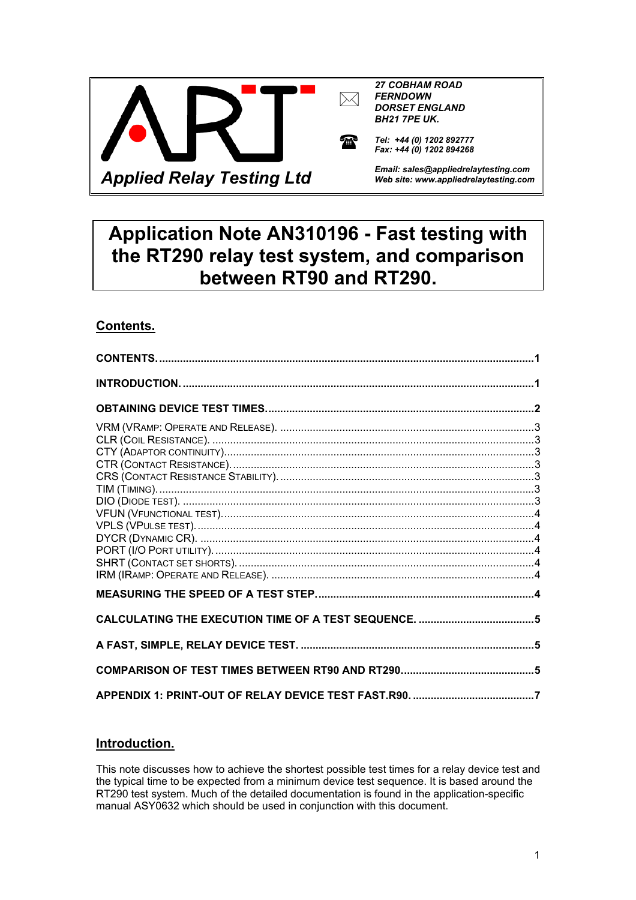**Applied Relay Testing Ltd**

*27 COBHAM ROAD*
*FERNDOWN*
*DORSET ENGLAND*
*BH21 7PE UK.*

*Tel: +44 (0) 1202 892777*
*Fax: +44 (0) 1202 894268*

*Email: sales@appliedrelaytesting.com*
*Web site: www.appliedrelaytesting.com*

# Application Note AN310196 - Fast testing with the RT290 relay test system, and comparison between RT90 and RT290.

## Contents.

**CONTENTS.** ....................................................................................................................1

**INTRODUCTION.** ..............................................................................................................1

**OBTAINING DEVICE TEST TIMES.** ....................................................................................2

VRM (VRAMP: OPERATE AND RELEASE). ...........................................................................3
CLR (COIL RESISTANCE). ...................................................................................................3
CTY (ADAPTOR CONTINUITY)...............................................................................................3
CTR (CONTACT RESISTANCE)...............................................................................................3
CRS (CONTACT RESISTANCE STABILITY). ..........................................................................3
TIM (TIMING). .......................................................................................................................3
DIO (DIODE TEST). ...............................................................................................................3
VFUN (VFUNCTIONAL TEST). ................................................................................................4
VPLS (VPULSE TEST). ...........................................................................................................4
DYCR (DYNAMIC CR). ..........................................................................................................4
PORT (I/O PORT UTILITY). ...................................................................................................4
SHRT (CONTACT SET SHORTS). ...........................................................................................4
IRM (IRAMP: OPERATE AND RELEASE). ...............................................................................4

**MEASURING THE SPEED OF A TEST STEP.** .........................................................................4

**CALCULATING THE EXECUTION TIME OF A TEST SEQUENCE.** ............................................5

**A FAST, SIMPLE, RELAY DEVICE TEST.** ............................................................................5

**COMPARISON OF TEST TIMES BETWEEN RT90 AND RT290.** ................................................5

**APPENDIX 1: PRINT-OUT OF RELAY DEVICE TEST FAST.R90.** ............................................7

## Introduction.

This note discusses how to achieve the shortest possible test times for a relay device test and the typical time to be expected from a minimum device test sequence. It is based around the RT290 test system. Much of the detailed documentation is found in the application-specific manual ASY0632 which should be used in conjunction with this document.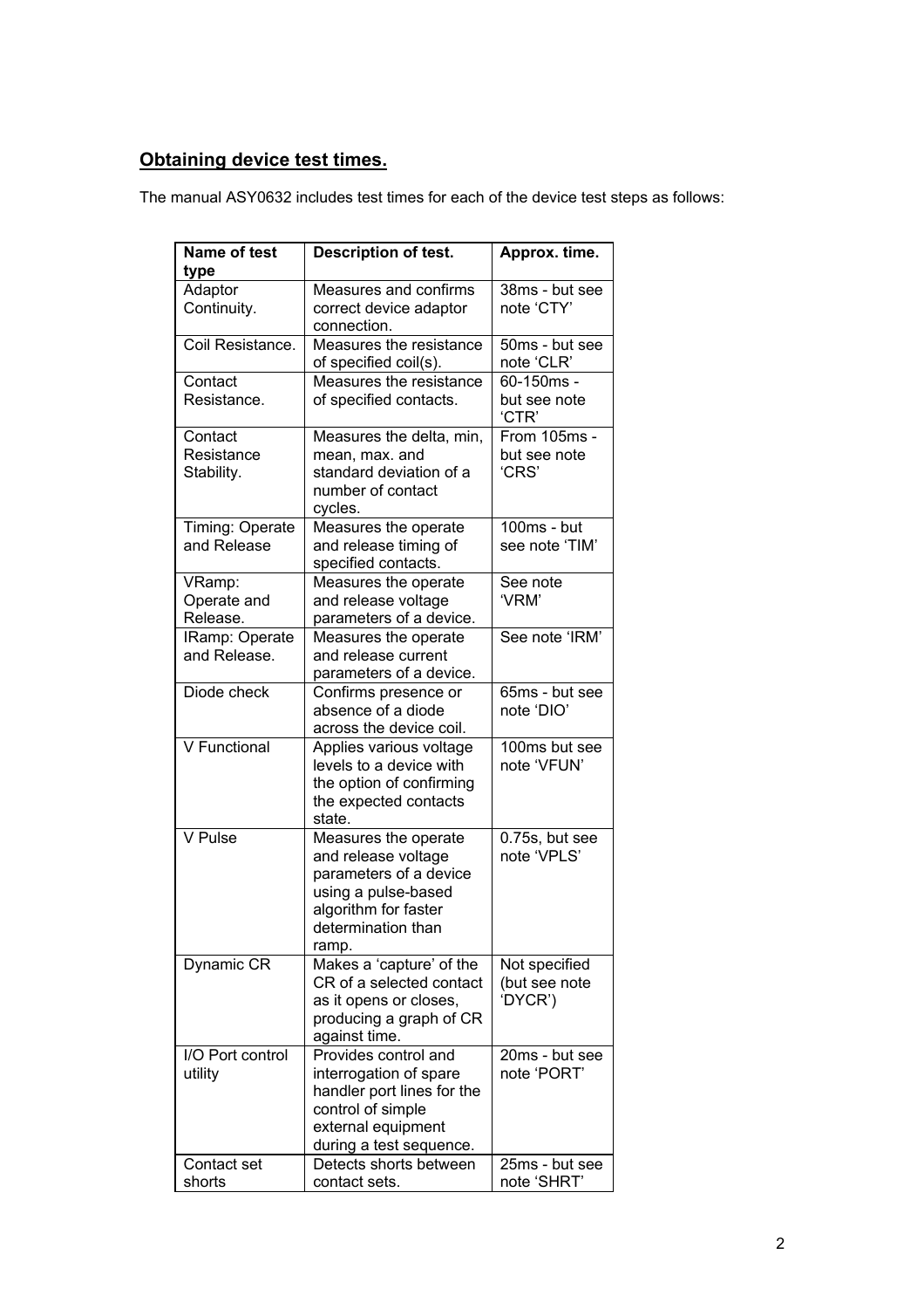## Obtaining device test times.

The manual ASY0632 includes test times for each of the device test steps as follows:

| Name of test type | Description of test. | Approx. time. |
|---|---|---|
| Adaptor Continuity. | Measures and confirms correct device adaptor connection. | 38ms - but see note 'CTY' |
| Coil Resistance. | Measures the resistance of specified coil(s). | 50ms - but see note 'CLR' |
| Contact Resistance. | Measures the resistance of specified contacts. | 60-150ms - but see note 'CTR' |
| Contact Resistance Stability. | Measures the delta, min, mean, max. and standard deviation of a number of contact cycles. | From 105ms - but see note 'CRS' |
| Timing: Operate and Release | Measures the operate and release timing of specified contacts. | 100ms - but see note 'TIM' |
| VRamp: Operate and Release. | Measures the operate and release voltage parameters of a device. | See note 'VRM' |
| IRamp: Operate and Release. | Measures the operate and release current parameters of a device. | See note 'IRM' |
| Diode check | Confirms presence or absence of a diode across the device coil. | 65ms - but see note 'DIO' |
| V Functional | Applies various voltage levels to a device with the option of confirming the expected contacts state. | 100ms but see note 'VFUN' |
| V Pulse | Measures the operate and release voltage parameters of a device using a pulse-based algorithm for faster determination than ramp. | 0.75s, but see note 'VPLS' |
| Dynamic CR | Makes a 'capture' of the CR of a selected contact as it opens or closes, producing a graph of CR against time. | Not specified (but see note 'DYCR') |
| I/O Port control utility | Provides control and interrogation of spare handler port lines for the control of simple external equipment during a test sequence. | 20ms - but see note 'PORT' |
| Contact set shorts | Detects shorts between contact sets. | 25ms - but see note 'SHRT' |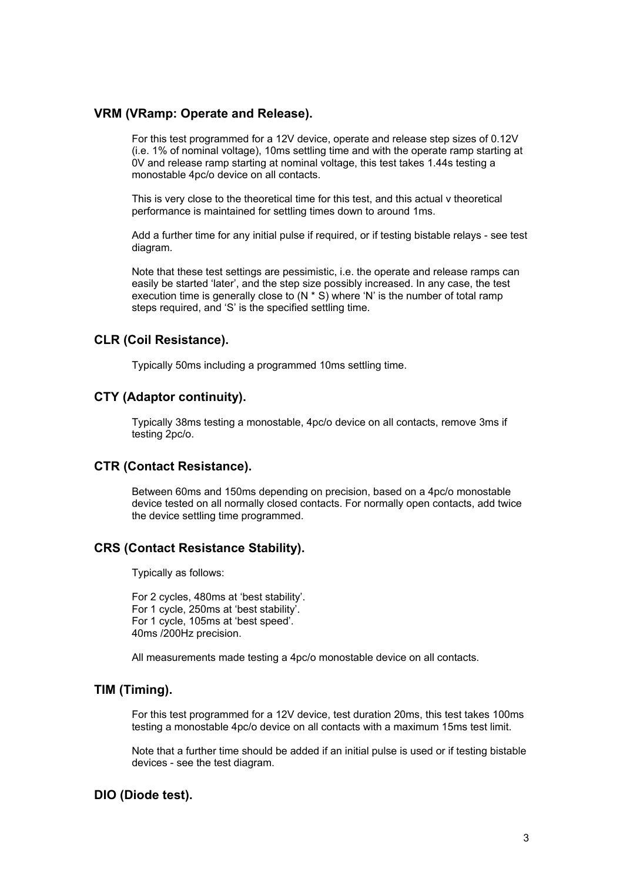### VRM (VRamp: Operate and Release).

For this test programmed for a 12V device, operate and release step sizes of 0.12V (i.e. 1% of nominal voltage), 10ms settling time and with the operate ramp starting at 0V and release ramp starting at nominal voltage, this test takes 1.44s testing a monostable 4pc/o device on all contacts.

This is very close to the theoretical time for this test, and this actual v theoretical performance is maintained for settling times down to around 1ms.

Add a further time for any initial pulse if required, or if testing bistable relays - see test diagram.

Note that these test settings are pessimistic, i.e. the operate and release ramps can easily be started 'later', and the step size possibly increased. In any case, the test execution time is generally close to (N * S) where 'N' is the number of total ramp steps required, and 'S' is the specified settling time.

### CLR (Coil Resistance).

Typically 50ms including a programmed 10ms settling time.

### CTY (Adaptor continuity).

Typically 38ms testing a monostable, 4pc/o device on all contacts, remove 3ms if testing 2pc/o.

### CTR (Contact Resistance).

Between 60ms and 150ms depending on precision, based on a 4pc/o monostable device tested on all normally closed contacts. For normally open contacts, add twice the device settling time programmed.

### CRS (Contact Resistance Stability).

Typically as follows:

For 2 cycles, 480ms at 'best stability'.
For 1 cycle, 250ms at 'best stability'.
For 1 cycle, 105ms at 'best speed'.
40ms /200Hz precision.

All measurements made testing a 4pc/o monostable device on all contacts.

### TIM (Timing).

For this test programmed for a 12V device, test duration 20ms, this test takes 100ms testing a monostable 4pc/o device on all contacts with a maximum 15ms test limit.

Note that a further time should be added if an initial pulse is used or if testing bistable devices - see the test diagram.

### DIO (Diode test).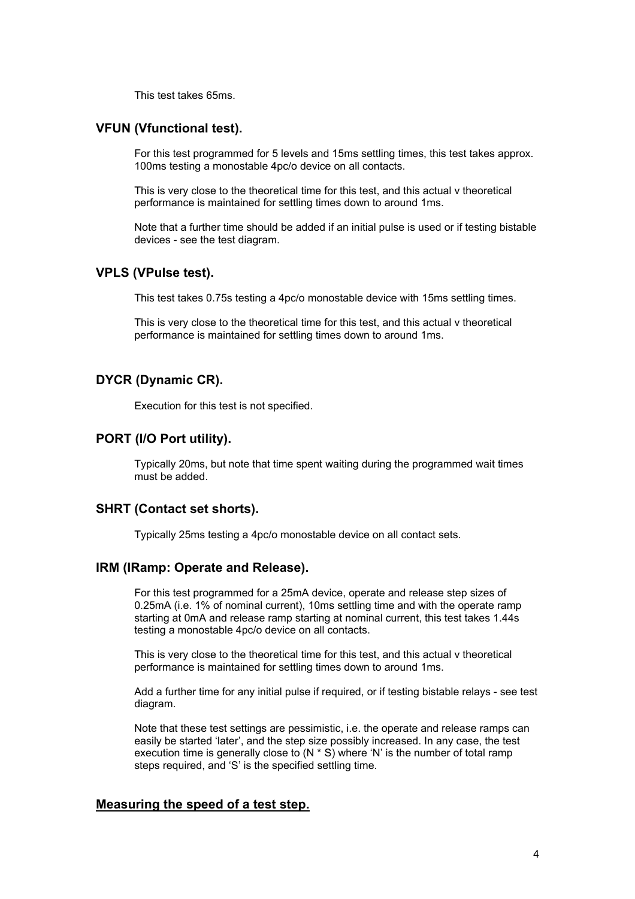This test takes 65ms.

### VFUN (Vfunctional test).

For this test programmed for 5 levels and 15ms settling times, this test takes approx. 100ms testing a monostable 4pc/o device on all contacts.

This is very close to the theoretical time for this test, and this actual v theoretical performance is maintained for settling times down to around 1ms.

Note that a further time should be added if an initial pulse is used or if testing bistable devices - see the test diagram.

### VPLS (VPulse test).

This test takes 0.75s testing a 4pc/o monostable device with 15ms settling times.

This is very close to the theoretical time for this test, and this actual v theoretical performance is maintained for settling times down to around 1ms.

### DYCR (Dynamic CR).

Execution for this test is not specified.

### PORT (I/O Port utility).

Typically 20ms, but note that time spent waiting during the programmed wait times must be added.

### SHRT (Contact set shorts).

Typically 25ms testing a 4pc/o monostable device on all contact sets.

### IRM (IRamp: Operate and Release).

For this test programmed for a 25mA device, operate and release step sizes of 0.25mA (i.e. 1% of nominal current), 10ms settling time and with the operate ramp starting at 0mA and release ramp starting at nominal current, this test takes 1.44s testing a monostable 4pc/o device on all contacts.

This is very close to the theoretical time for this test, and this actual v theoretical performance is maintained for settling times down to around 1ms.

Add a further time for any initial pulse if required, or if testing bistable relays - see test diagram.

Note that these test settings are pessimistic, i.e. the operate and release ramps can easily be started 'later', and the step size possibly increased. In any case, the test execution time is generally close to (N * S) where 'N' is the number of total ramp steps required, and 'S' is the specified settling time.

## Measuring the speed of a test step.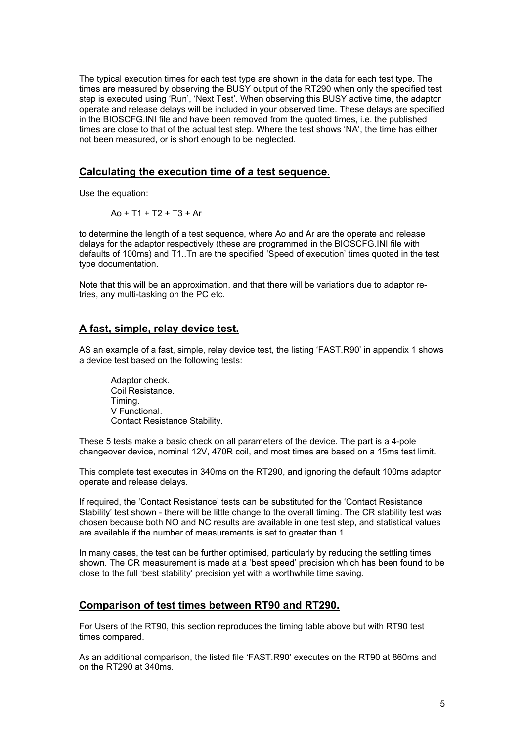The typical execution times for each test type are shown in the data for each test type. The times are measured by observing the BUSY output of the RT290 when only the specified test step is executed using 'Run', 'Next Test'. When observing this BUSY active time, the adaptor operate and release delays will be included in your observed time. These delays are specified in the BIOSCFG.INI file and have been removed from the quoted times, i.e. the published times are close to that of the actual test step. Where the test shows 'NA', the time has either not been measured, or is short enough to be neglected.

## Calculating the execution time of a test sequence.

Use the equation:

$$Ao + T1 + T2 + T3 + Ar$$

to determine the length of a test sequence, where Ao and Ar are the operate and release delays for the adaptor respectively (these are programmed in the BIOSCFG.INI file with defaults of 100ms) and T1..Tn are the specified 'Speed of execution' times quoted in the test type documentation.

Note that this will be an approximation, and that there will be variations due to adaptor re-tries, any multi-tasking on the PC etc.

## A fast, simple, relay device test.

AS an example of a fast, simple, relay device test, the listing 'FAST.R90' in appendix 1 shows a device test based on the following tests:

- Adaptor check.
- Coil Resistance.
- Timing.
- V Functional.
- Contact Resistance Stability.

These 5 tests make a basic check on all parameters of the device. The part is a 4-pole changeover device, nominal 12V, 470R coil, and most times are based on a 15ms test limit.

This complete test executes in 340ms on the RT290, and ignoring the default 100ms adaptor operate and release delays.

If required, the 'Contact Resistance' tests can be substituted for the 'Contact Resistance Stability' test shown - there will be little change to the overall timing. The CR stability test was chosen because both NO and NC results are available in one test step, and statistical values are available if the number of measurements is set to greater than 1.

In many cases, the test can be further optimised, particularly by reducing the settling times shown. The CR measurement is made at a 'best speed' precision which has been found to be close to the full 'best stability' precision yet with a worthwhile time saving.

## Comparison of test times between RT90 and RT290.

For Users of the RT90, this section reproduces the timing table above but with RT90 test times compared.

As an additional comparison, the listed file 'FAST.R90' executes on the RT90 at 860ms and on the RT290 at 340ms.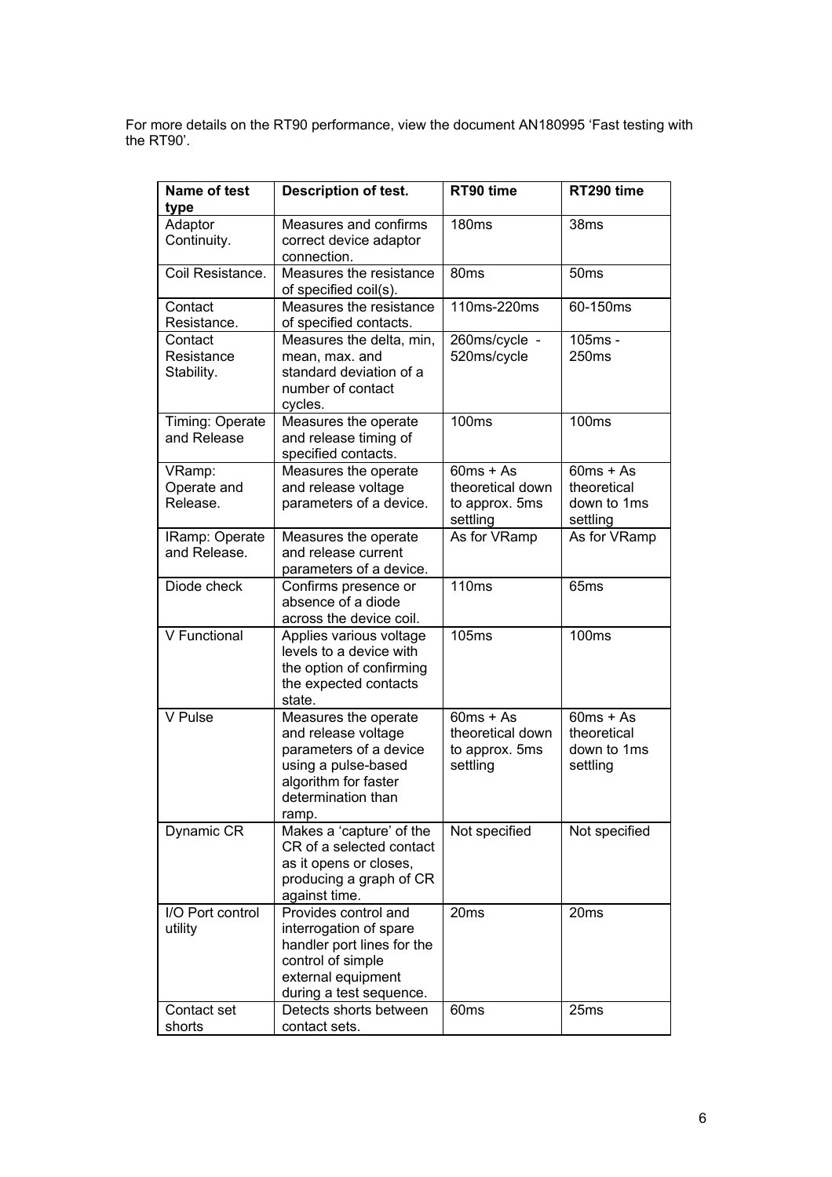For more details on the RT90 performance, view the document AN180995 'Fast testing with the RT90'.

| Name of test type | Description of test. | RT90 time | RT290 time |
|---|---|---|---|
| Adaptor Continuity. | Measures and confirms correct device adaptor connection. | 180ms | 38ms |
| Coil Resistance. | Measures the resistance of specified coil(s). | 80ms | 50ms |
| Contact Resistance. | Measures the resistance of specified contacts. | 110ms-220ms | 60-150ms |
| Contact Resistance Stability. | Measures the delta, min, mean, max. and standard deviation of a number of contact cycles. | 260ms/cycle - 520ms/cycle | 105ms - 250ms |
| Timing: Operate and Release | Measures the operate and release timing of specified contacts. | 100ms | 100ms |
| VRamp: Operate and Release. | Measures the operate and release voltage parameters of a device. | 60ms + As theoretical down to approx. 5ms settling | 60ms + As theoretical down to 1ms settling |
| IRamp: Operate and Release. | Measures the operate and release current parameters of a device. | As for VRamp | As for VRamp |
| Diode check | Confirms presence or absence of a diode across the device coil. | 110ms | 65ms |
| V Functional | Applies various voltage levels to a device with the option of confirming the expected contacts state. | 105ms | 100ms |
| V Pulse | Measures the operate and release voltage parameters of a device using a pulse-based algorithm for faster determination than ramp. | 60ms + As theoretical down to approx. 5ms settling | 60ms + As theoretical down to 1ms settling |
| Dynamic CR | Makes a 'capture' of the CR of a selected contact as it opens or closes, producing a graph of CR against time. | Not specified | Not specified |
| I/O Port control utility | Provides control and interrogation of spare handler port lines for the control of simple external equipment during a test sequence. | 20ms | 20ms |
| Contact set shorts | Detects shorts between contact sets. | 60ms | 25ms |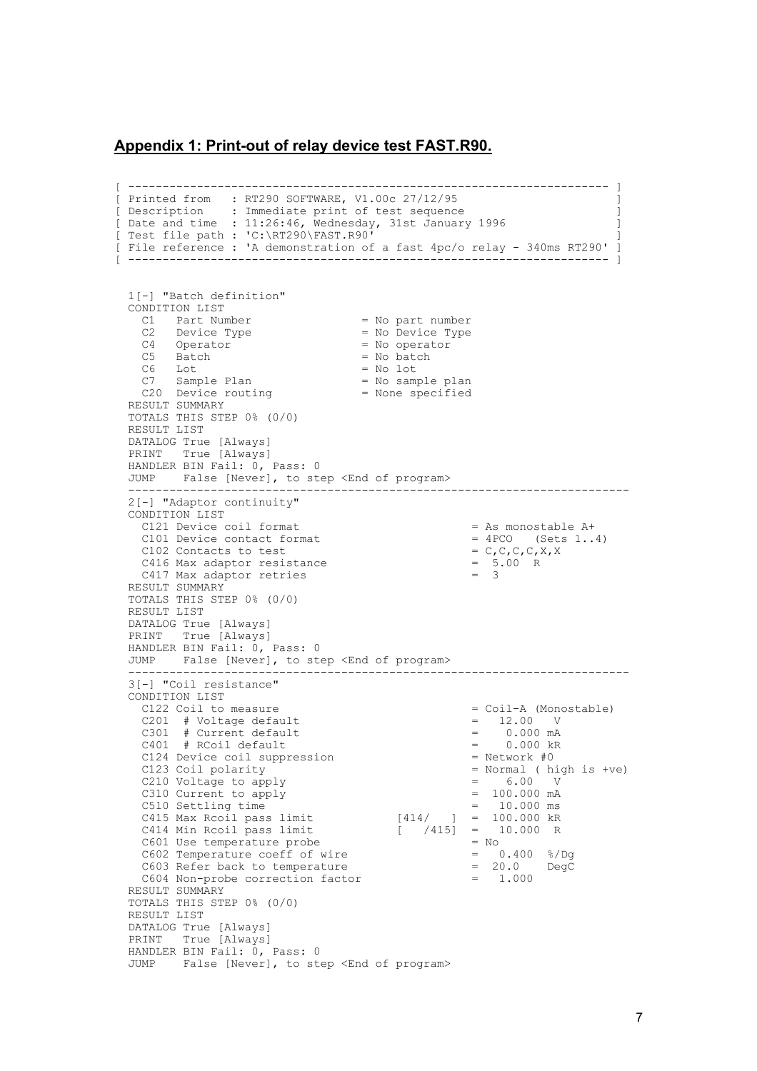## Appendix 1: Print-out of relay device test FAST.R90.

```
[ ------------------------------------------------------------------- ]
[ Printed from   : RT290 SOFTWARE, V1.00c 27/12/95                     ]
[ Description    : Immediate print of test sequence                    ]
[ Date and time  : 11:26:46, Wednesday, 31st January 1996              ]
[ Test file path : 'C:\RT290\FAST.R90'                                 ]
[ File reference : 'A demonstration of a fast 4pc/o relay - 340ms RT290' ]
[ ------------------------------------------------------------------- ]


  1[-] "Batch definition"
  CONDITION LIST
    C1   Part Number                = No part number
    C2   Device Type                = No Device Type
    C4   Operator                   = No operator
    C5   Batch                      = No batch
    C6   Lot                        = No lot
    C7   Sample Plan                = No sample plan
    C20  Device routing             = None specified
  RESULT SUMMARY
  TOTALS THIS STEP 0% (0/0)
  RESULT LIST
  DATALOG True [Always]
  PRINT   True [Always]
  HANDLER BIN Fail: 0, Pass: 0
  JUMP    False [Never], to step <End of program>
  -------------------------------------------------------------------------
  2[-] "Adaptor continuity"
  CONDITION LIST
    C121 Device coil format                         = As monostable A+
    C101 Device contact format                      = 4PCO   (Sets 1..4)
    C102 Contacts to test                           = C,C,C,C,X,X
    C416 Max adaptor resistance                     =  5.00  R
    C417 Max adaptor retries                        =  3
  RESULT SUMMARY
  TOTALS THIS STEP 0% (0/0)
  RESULT LIST
  DATALOG True [Always]
  PRINT   True [Always]
  HANDLER BIN Fail: 0, Pass: 0
  JUMP    False [Never], to step <End of program>
  -------------------------------------------------------------------------
  3[-] "Coil resistance"
  CONDITION LIST
    C122 Coil to measure                            = Coil-A (Monostable)
    C201  # Voltage default                         =   12.00   V
    C301  # Current default                         =    0.000 mA
    C401  # RCoil default                           =    0.000 kR
    C124 Device coil suppression                    = Network #0
    C123 Coil polarity                              = Normal ( high is +ve)
    C210 Voltage to apply                           =    6.00   V
    C310 Current to apply                           =  100.000 mA
    C510 Settling time                              =   10.000 ms
    C415 Max Rcoil pass limit            [414/   ]  =  100.000 kR
    C414 Min Rcoil pass limit            [   /415]  =   10.000  R
    C601 Use temperature probe                      = No
    C602 Temperature coeff of wire                  =   0.400  %/Dg
    C603 Refer back to temperature                  =  20.0    DegC
    C604 Non-probe correction factor                =   1.000
  RESULT SUMMARY
  TOTALS THIS STEP 0% (0/0)
  RESULT LIST
  DATALOG True [Always]
  PRINT   True [Always]
  HANDLER BIN Fail: 0, Pass: 0
  JUMP    False [Never], to step <End of program>
```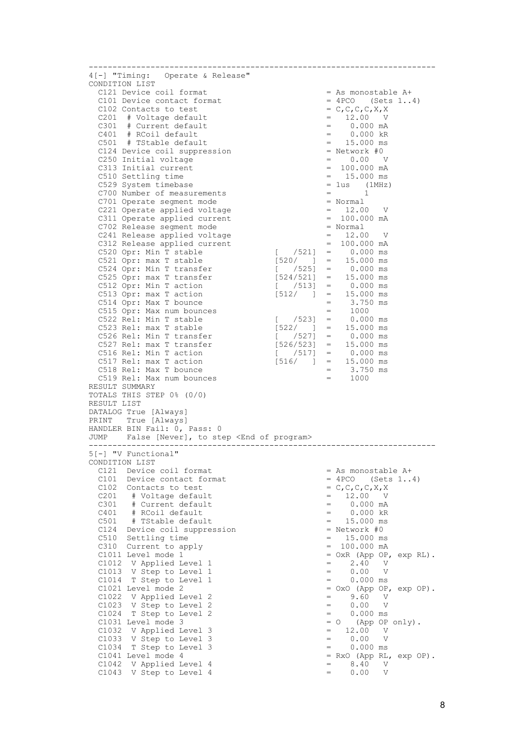```
------------------------------------------------------------------------
4[-] "Timing:   Operate & Release"
CONDITION LIST
  C121 Device coil format                              = As monostable A+
  C101 Device contact format                           = 4PCO   (Sets 1..4)
  C102 Contacts to test                                = C,C,C,C,X,X
  C201  # Voltage default                              =   12.00   V
  C301  # Current default                              =    0.000 mA
  C401  # RCoil default                                =    0.000 kR
  C501  # TStable default                              =   15.000 ms
  C124 Device coil suppression                         = Network #0
  C250 Initial voltage                                 =    0.00   V
  C313 Initial current                                 =  100.000 mA
  C510 Settling time                                   =   15.000 ms
  C529 System timebase                                 = 1us   (1MHz)
  C700 Number of measurements                          =        1
  C701 Operate segment mode                            = Normal
  C221 Operate applied voltage                         =   12.00   V
  C311 Operate applied current                         =  100.000 mA
  C702 Release segment mode                            = Normal
  C241 Release applied voltage                         =   12.00   V
  C312 Release applied current                         =  100.000 mA
  C520 Opr: Min T stable                    [   /521]  =    0.000 ms
  C521 Opr: max T stable                    [520/   ]  =   15.000 ms
  C524 Opr: Min T transfer                  [   /525]  =    0.000 ms
  C525 Opr: max T transfer                  [524/521]  =   15.000 ms
  C512 Opr: Min T action                    [   /513]  =    0.000 ms
  C513 Opr: max T action                    [512/   ]  =   15.000 ms
  C514 Opr: Max T bounce                               =    3.750 ms
  C515 Opr: Max num bounces                            =    1000
  C522 Rel: Min T stable                    [   /523]  =    0.000 ms
  C523 Rel: max T stable                    [522/   ]  =   15.000 ms
  C526 Rel: Min T transfer                  [   /527]  =    0.000 ms
  C527 Rel: max T transfer                  [526/523]  =   15.000 ms
  C516 Rel: Min T action                    [   /517]  =    0.000 ms
  C517 Rel: max T action                    [516/   ]  =   15.000 ms
  C518 Rel: Max T bounce                               =    3.750 ms
  C519 Rel: Max num bounces                            =    1000
RESULT SUMMARY
TOTALS THIS STEP 0% (0/0)
RESULT LIST
DATALOG True [Always]
PRINT   True [Always]
HANDLER BIN Fail: 0, Pass: 0
JUMP    False [Never], to step <End of program>
------------------------------------------------------------------------
5[-] "V Functional"
CONDITION LIST
  C121  Device coil format                             = As monostable A+
  C101  Device contact format                          = 4PCO   (Sets 1..4)
  C102  Contacts to test                               = C,C,C,C,X,X
  C201   # Voltage default                             =   12.00   V
  C301   # Current default                             =    0.000 mA
  C401   # RCoil default                               =    0.000 kR
  C501   # TStable default                             =   15.000 ms
  C124  Device coil suppression                        = Network #0
  C510  Settling time                                  =   15.000 ms
  C310  Current to apply                               =  100.000 mA
  C1011 Level mode 1                                   = OxR (App OP, exp RL).
  C1012  V Applied Level 1                             =    2.40   V
  C1013  V Step to Level 1                             =    0.00   V
  C1014  T Step to Level 1                             =    0.000 ms
  C1021 Level mode 2                                   = OxO (App OP, exp OP).
  C1022  V Applied Level 2                             =    9.60   V
  C1023  V Step to Level 2                             =    0.00   V
  C1024  T Step to Level 2                             =    0.000 ms
  C1031 Level mode 3                                   = O   (App OP only).
  C1032  V Applied Level 3                             =   12.00   V
  C1033  V Step to Level 3                             =    0.00   V
  C1034  T Step to Level 3                             =    0.000 ms
  C1041 Level mode 4                                   = RxO (App RL, exp OP).
  C1042  V Applied Level 4                             =    8.40   V
  C1043  V Step to Level 4                             =    0.00   V
```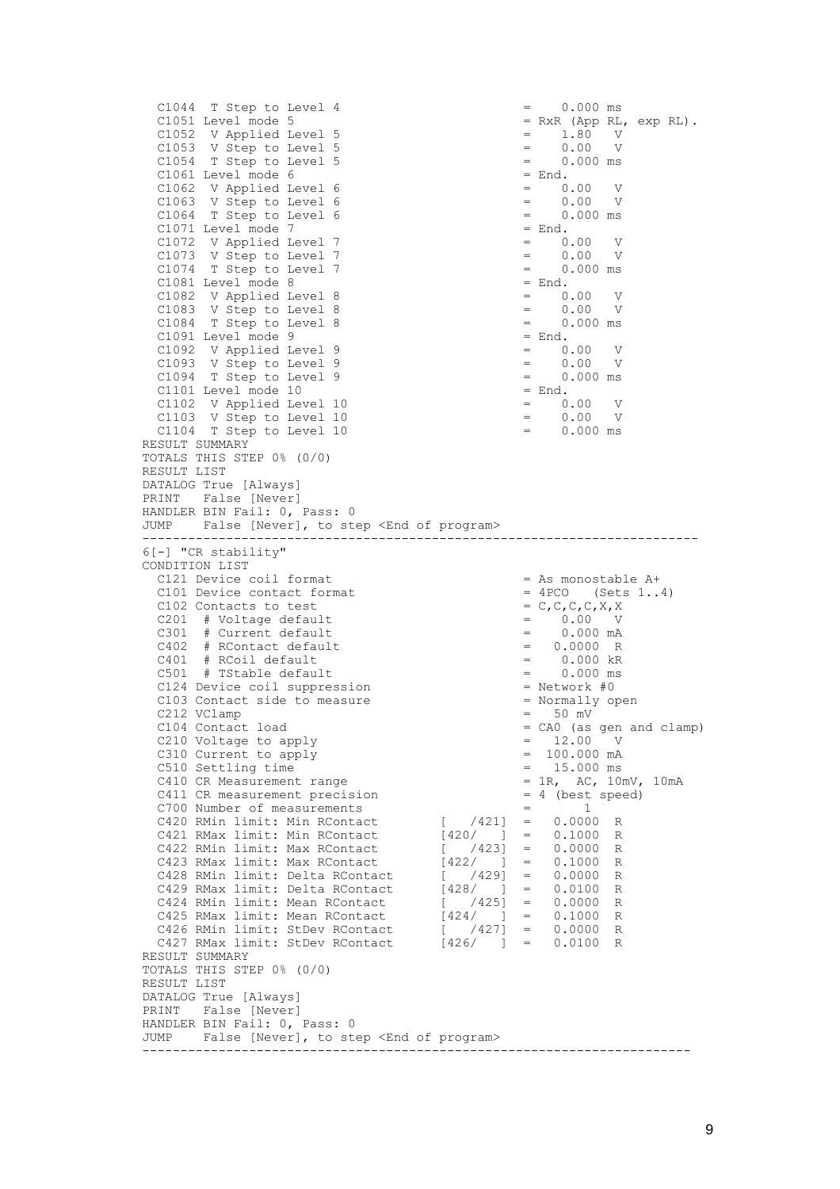```
  C1044  T Step to Level 4                            =    0.000 ms
  C1051 Level mode 5                                  = RxR (App RL, exp RL).
  C1052  V Applied Level 5                            =    1.80   V
  C1053  V Step to Level 5                            =    0.00   V
  C1054  T Step to Level 5                            =    0.000 ms
  C1061 Level mode 6                                  = End.
  C1062  V Applied Level 6                            =    0.00   V
  C1063  V Step to Level 6                            =    0.00   V
  C1064  T Step to Level 6                            =    0.000 ms
  C1071 Level mode 7                                  = End.
  C1072  V Applied Level 7                            =    0.00   V
  C1073  V Step to Level 7                            =    0.00   V
  C1074  T Step to Level 7                            =    0.000 ms
  C1081 Level mode 8                                  = End.
  C1082  V Applied Level 8                            =    0.00   V
  C1083  V Step to Level 8                            =    0.00   V
  C1084  T Step to Level 8                            =    0.000 ms
  C1091 Level mode 9                                  = End.
  C1092  V Applied Level 9                            =    0.00   V
  C1093  V Step to Level 9                            =    0.00   V
  C1094  T Step to Level 9                            =    0.000 ms
  C1101 Level mode 10                                 = End.
  C1102  V Applied Level 10                           =    0.00   V
  C1103  V Step to Level 10                           =    0.00   V
  C1104  T Step to Level 10                           =    0.000 ms
RESULT SUMMARY
TOTALS THIS STEP 0% (0/0)
RESULT LIST
DATALOG True [Always]
PRINT   False [Never]
HANDLER BIN Fail: 0, Pass: 0
JUMP    False [Never], to step <End of program>
-------------------------------------------------------------------------
6[-] "CR stability"
CONDITION LIST
  C121 Device coil format                             = As monostable A+
  C101 Device contact format                          = 4PCO   (Sets 1..4)
  C102 Contacts to test                               = C,C,C,C,X,X
  C201  # Voltage default                             =    0.00   V
  C301  # Current default                             =    0.000 mA
  C402  # RContact default                            =   0.0000  R
  C401  # RCoil default                               =    0.000 kR
  C501  # TStable default                             =    0.000 ms
  C124 Device coil suppression                        = Network #0
  C103 Contact side to measure                        = Normally open
  C212 VClamp                                         =   50 mV
  C104 Contact load                                   = CA0 (as gen and clamp)
  C210 Voltage to apply                               =   12.00   V
  C310 Current to apply                               =  100.000 mA
  C510 Settling time                                  =   15.000 ms
  C410 CR Measurement range                           = 1R,  AC, 10mV, 10mA
  C411 CR measurement precision                       = 4 (best speed)
  C700 Number of measurements                         =        1
  C420 RMin limit: Min RContact         [   /421]     =   0.0000  R
  C421 RMax limit: Min RContact         [420/   ]     =   0.1000  R
  C422 RMin limit: Max RContact         [   /423]     =   0.0000  R
  C423 RMax limit: Max RContact         [422/   ]     =   0.1000  R
  C428 RMin limit: Delta RContact       [   /429]     =   0.0000  R
  C429 RMax limit: Delta RContact       [428/   ]     =   0.0100  R
  C424 RMin limit: Mean RContact        [   /425]     =   0.0000  R
  C425 RMax limit: Mean RContact        [424/   ]     =   0.1000  R
  C426 RMin limit: StDev RContact       [   /427]     =   0.0000  R
  C427 RMax limit: StDev RContact       [426/   ]     =   0.0100  R
RESULT SUMMARY
TOTALS THIS STEP 0% (0/0)
RESULT LIST
DATALOG True [Always]
PRINT   False [Never]
HANDLER BIN Fail: 0, Pass: 0
JUMP    False [Never], to step <End of program>
------------------------------------------------------------------------
```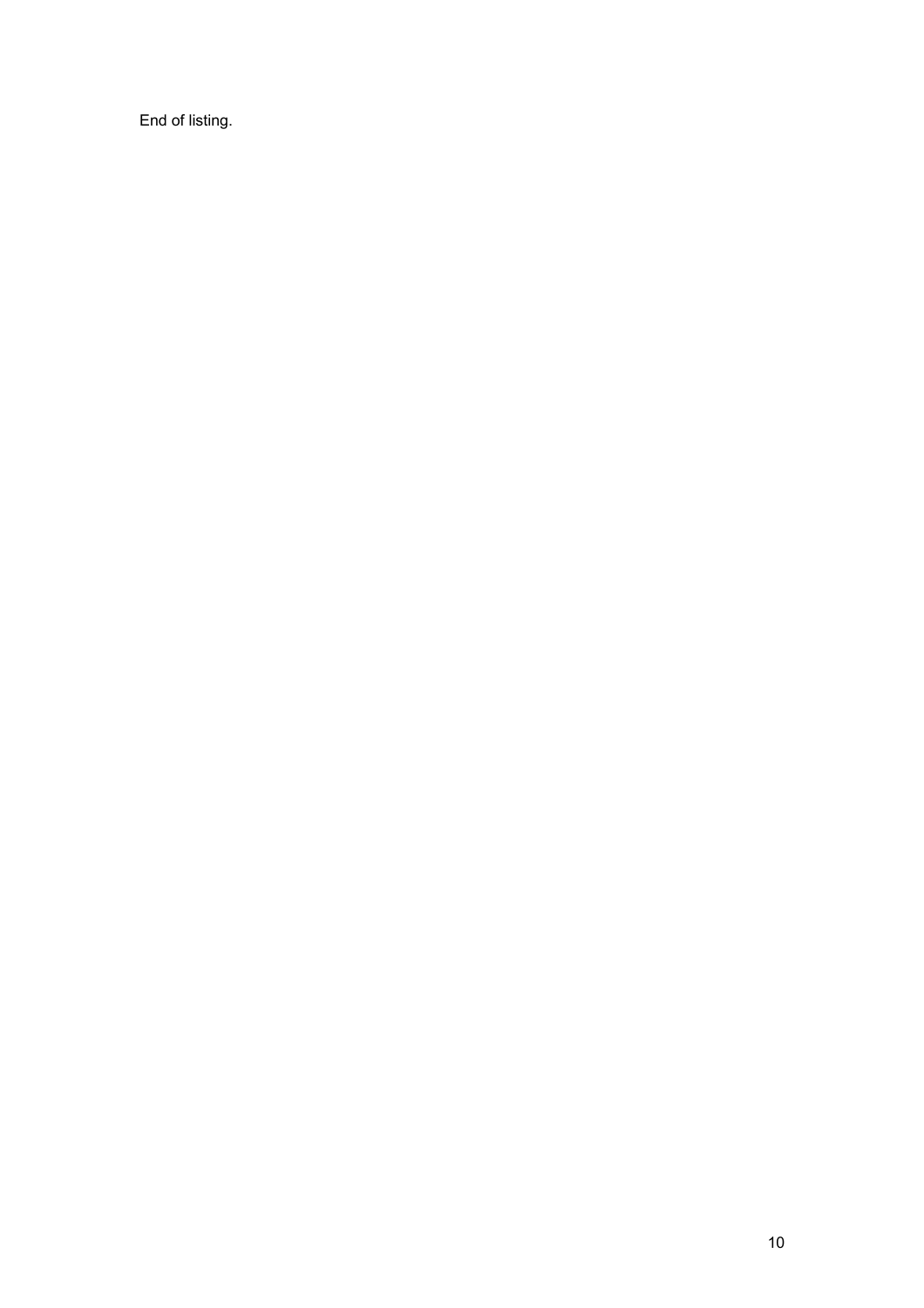End of listing.